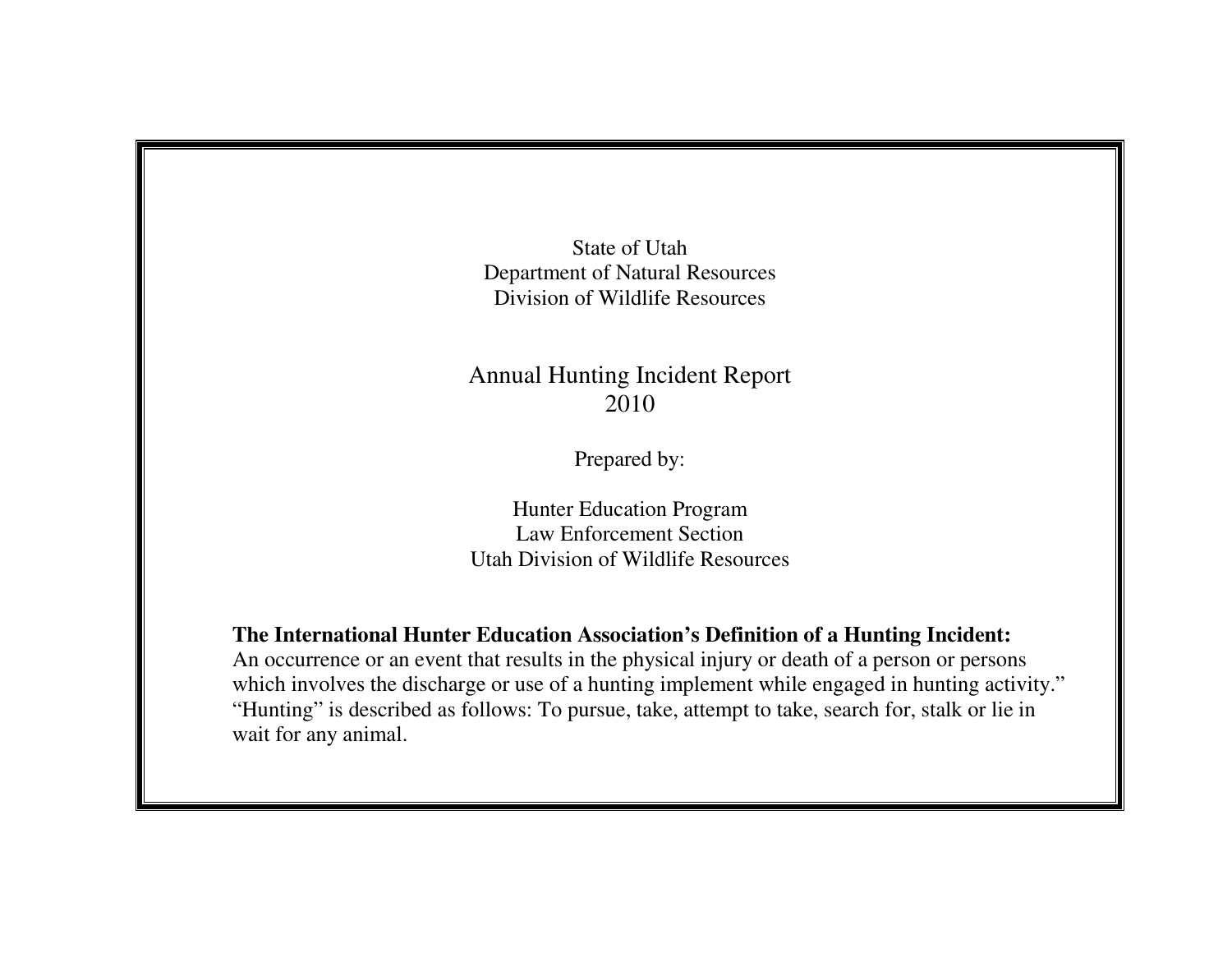State of Utah
Department of Natural Resources
Division of Wildlife Resources

# Annual Hunting Incident Report 2010

Prepared by:

Hunter Education Program
Law Enforcement Section
Utah Division of Wildlife Resources

**The International Hunter Education Association's Definition of a Hunting Incident:**
An occurrence or an event that results in the physical injury or death of a person or persons which involves the discharge or use of a hunting implement while engaged in hunting activity." "Hunting" is described as follows: To pursue, take, attempt to take, search for, stalk or lie in wait for any animal.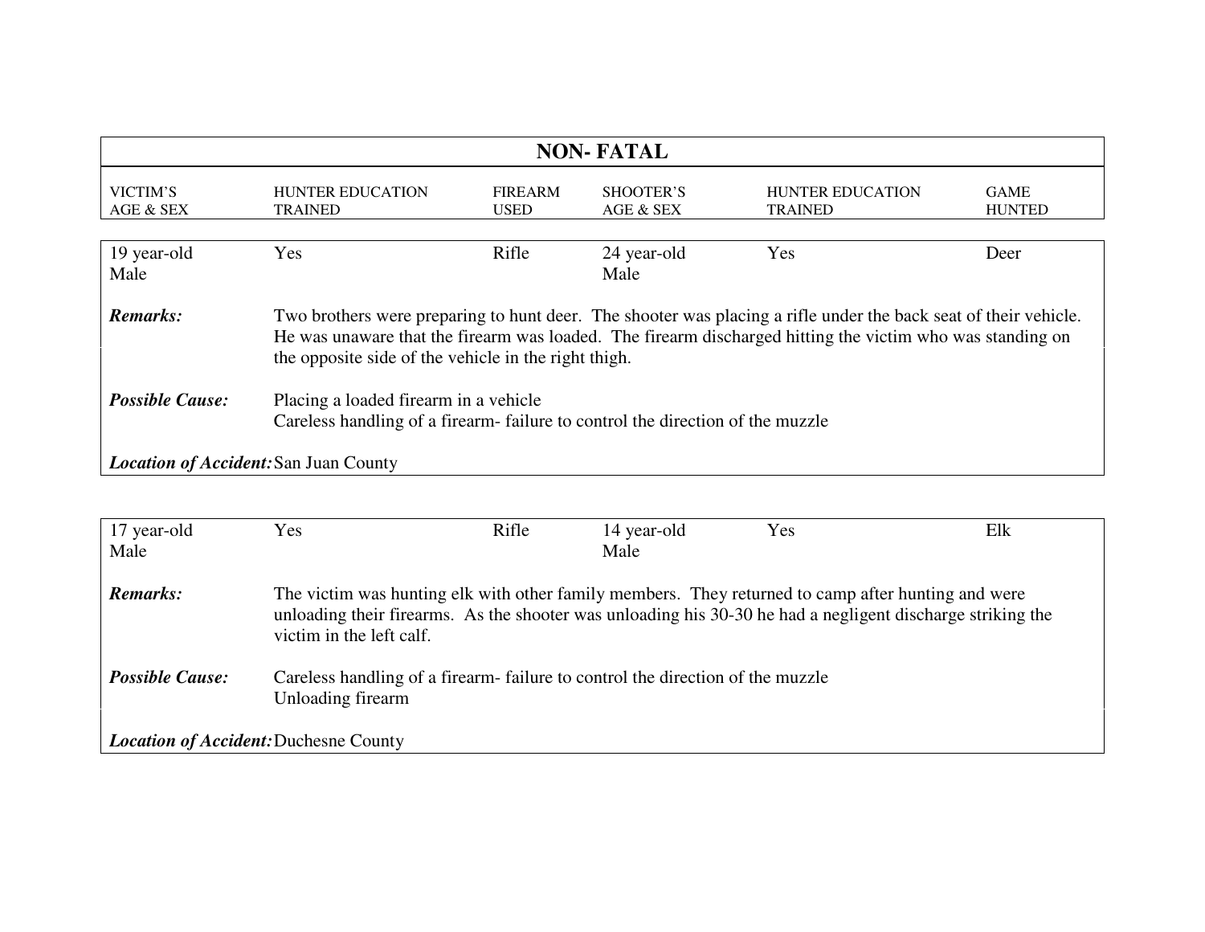## NON- FATAL

| VICTIM'S AGE & SEX | HUNTER EDUCATION TRAINED | FIREARM USED | SHOOTER'S AGE & SEX | HUNTER EDUCATION TRAINED | GAME HUNTED |
|---|---|---|---|---|---|
| 19 year-old Male | Yes | Rifle | 24 year-old Male | Yes | Deer |

***Remarks:*** Two brothers were preparing to hunt deer. The shooter was placing a rifle under the back seat of their vehicle. He was unaware that the firearm was loaded. The firearm discharged hitting the victim who was standing on the opposite side of the vehicle in the right thigh.

***Possible Cause:*** Placing a loaded firearm in a vehicle
Careless handling of a firearm- failure to control the direction of the muzzle

***Location of Accident:*** San Juan County

| VICTIM'S AGE & SEX | HUNTER EDUCATION TRAINED | FIREARM USED | SHOOTER'S AGE & SEX | HUNTER EDUCATION TRAINED | GAME HUNTED |
|---|---|---|---|---|---|
| 17 year-old Male | Yes | Rifle | 14 year-old Male | Yes | Elk |

***Remarks:*** The victim was hunting elk with other family members. They returned to camp after hunting and were unloading their firearms. As the shooter was unloading his 30-30 he had a negligent discharge striking the victim in the left calf.

***Possible Cause:*** Careless handling of a firearm- failure to control the direction of the muzzle
Unloading firearm

***Location of Accident:*** Duchesne County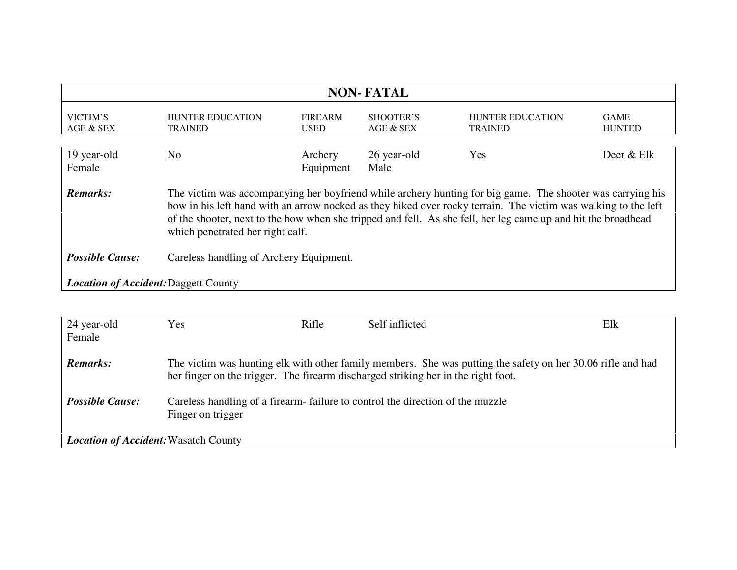## NON- FATAL

| VICTIM'S AGE & SEX | HUNTER EDUCATION TRAINED | FIREARM USED | SHOOTER'S AGE & SEX | HUNTER EDUCATION TRAINED | GAME HUNTED |
|---|---|---|---|---|---|
| 19 year-old Female | No | Archery Equipment | 26 year-old Male | Yes | Deer & Elk |

***Remarks:*** The victim was accompanying her boyfriend while archery hunting for big game. The shooter was carrying his bow in his left hand with an arrow nocked as they hiked over rocky terrain. The victim was walking to the left of the shooter, next to the bow when she tripped and fell. As she fell, her leg came up and hit the broadhead which penetrated her right calf.

***Possible Cause:*** Careless handling of Archery Equipment.

***Location of Accident:*** Daggett County

| VICTIM'S AGE & SEX | HUNTER EDUCATION TRAINED | FIREARM USED | SHOOTER'S AGE & SEX | HUNTER EDUCATION TRAINED | GAME HUNTED |
|---|---|---|---|---|---|
| 24 year-old Female | Yes | Rifle | Self inflicted | | Elk |

***Remarks:*** The victim was hunting elk with other family members. She was putting the safety on her 30.06 rifle and had her finger on the trigger. The firearm discharged striking her in the right foot.

***Possible Cause:*** Careless handling of a firearm- failure to control the direction of the muzzle
Finger on trigger

***Location of Accident:*** Wasatch County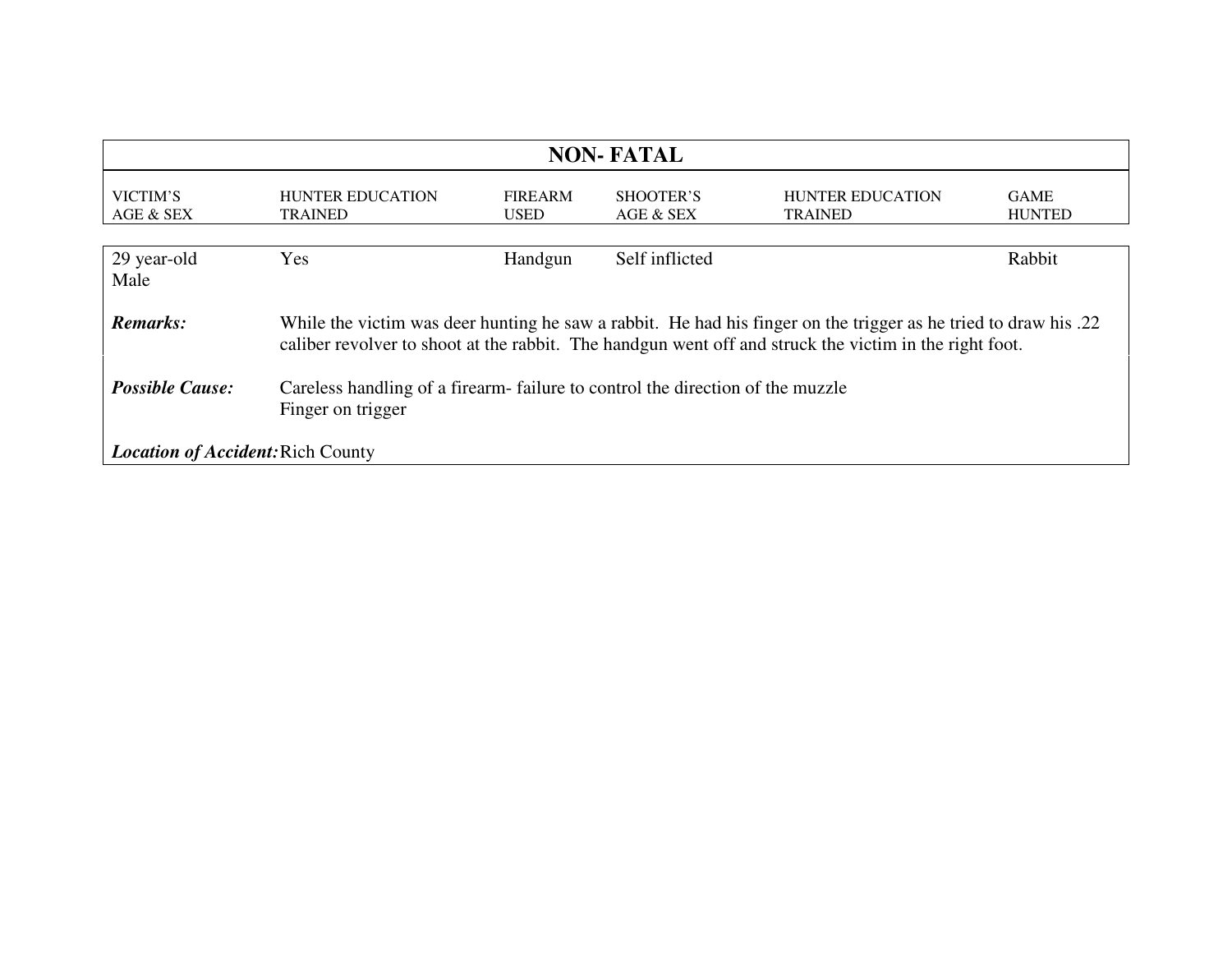| NON- FATAL | | | | | |
|---|---|---|---|---|---|
| VICTIM'S AGE & SEX | HUNTER EDUCATION TRAINED | FIREARM USED | SHOOTER'S AGE & SEX | HUNTER EDUCATION TRAINED | GAME HUNTED |
| 29 year-old Male | Yes | Handgun | Self inflicted | | Rabbit |

***Remarks:*** While the victim was deer hunting he saw a rabbit. He had his finger on the trigger as he tried to draw his .22 caliber revolver to shoot at the rabbit. The handgun went off and struck the victim in the right foot.

***Possible Cause:*** Careless handling of a firearm- failure to control the direction of the muzzle
Finger on trigger

***Location of Accident:*** Rich County